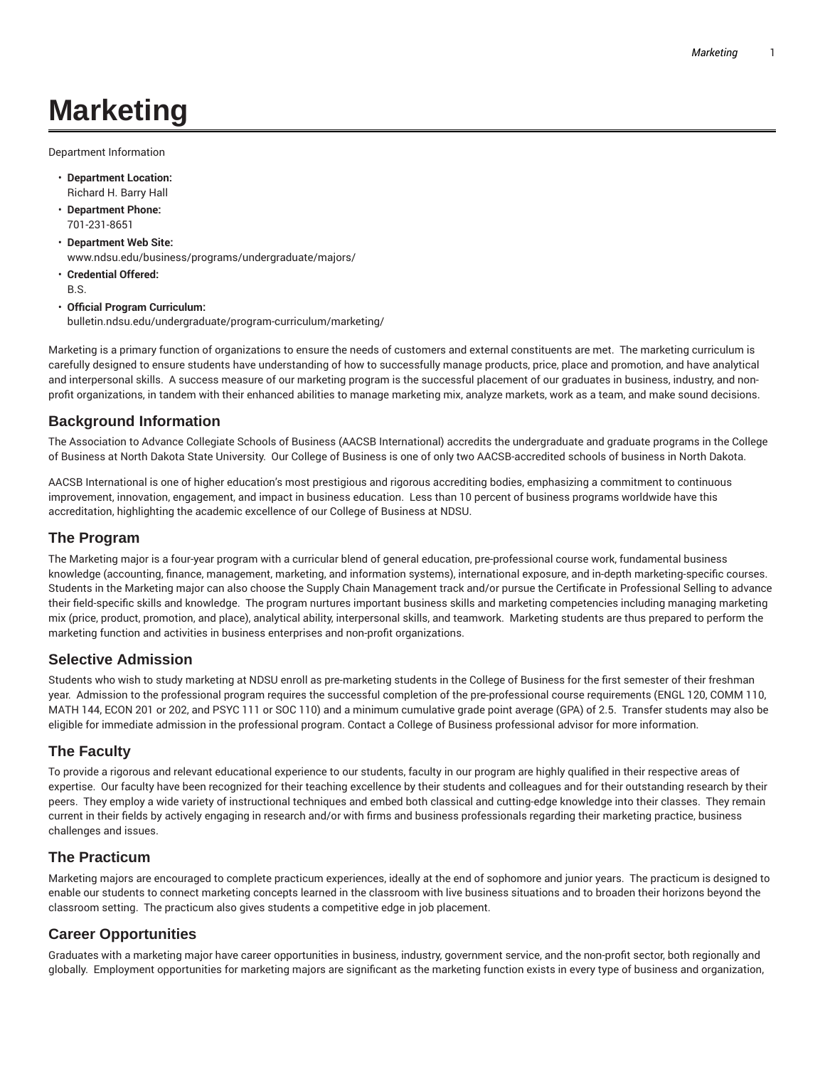# Marketing

Department Information

- **Department Location:**
  Richard H. Barry Hall
- **Department Phone:**
  701-231-8651
- **Department Web Site:**
  www.ndsu.edu/business/programs/undergraduate/majors/
- **Credential Offered:**
  B.S.
- **Official Program Curriculum:**
  bulletin.ndsu.edu/undergraduate/program-curriculum/marketing/

Marketing is a primary function of organizations to ensure the needs of customers and external constituents are met. The marketing curriculum is carefully designed to ensure students have understanding of how to successfully manage products, price, place and promotion, and have analytical and interpersonal skills. A success measure of our marketing program is the successful placement of our graduates in business, industry, and non-profit organizations, in tandem with their enhanced abilities to manage marketing mix, analyze markets, work as a team, and make sound decisions.

## Background Information

The Association to Advance Collegiate Schools of Business (AACSB International) accredits the undergraduate and graduate programs in the College of Business at North Dakota State University. Our College of Business is one of only two AACSB-accredited schools of business in North Dakota.

AACSB International is one of higher education's most prestigious and rigorous accrediting bodies, emphasizing a commitment to continuous improvement, innovation, engagement, and impact in business education. Less than 10 percent of business programs worldwide have this accreditation, highlighting the academic excellence of our College of Business at NDSU.

## The Program

The Marketing major is a four-year program with a curricular blend of general education, pre-professional course work, fundamental business knowledge (accounting, finance, management, marketing, and information systems), international exposure, and in-depth marketing-specific courses. Students in the Marketing major can also choose the Supply Chain Management track and/or pursue the Certificate in Professional Selling to advance their field-specific skills and knowledge. The program nurtures important business skills and marketing competencies including managing marketing mix (price, product, promotion, and place), analytical ability, interpersonal skills, and teamwork. Marketing students are thus prepared to perform the marketing function and activities in business enterprises and non-profit organizations.

## Selective Admission

Students who wish to study marketing at NDSU enroll as pre-marketing students in the College of Business for the first semester of their freshman year. Admission to the professional program requires the successful completion of the pre-professional course requirements (ENGL 120, COMM 110, MATH 144, ECON 201 or 202, and PSYC 111 or SOC 110) and a minimum cumulative grade point average (GPA) of 2.5. Transfer students may also be eligible for immediate admission in the professional program. Contact a College of Business professional advisor for more information.

## The Faculty

To provide a rigorous and relevant educational experience to our students, faculty in our program are highly qualified in their respective areas of expertise. Our faculty have been recognized for their teaching excellence by their students and colleagues and for their outstanding research by their peers. They employ a wide variety of instructional techniques and embed both classical and cutting-edge knowledge into their classes. They remain current in their fields by actively engaging in research and/or with firms and business professionals regarding their marketing practice, business challenges and issues.

## The Practicum

Marketing majors are encouraged to complete practicum experiences, ideally at the end of sophomore and junior years. The practicum is designed to enable our students to connect marketing concepts learned in the classroom with live business situations and to broaden their horizons beyond the classroom setting. The practicum also gives students a competitive edge in job placement.

## Career Opportunities

Graduates with a marketing major have career opportunities in business, industry, government service, and the non-profit sector, both regionally and globally. Employment opportunities for marketing majors are significant as the marketing function exists in every type of business and organization,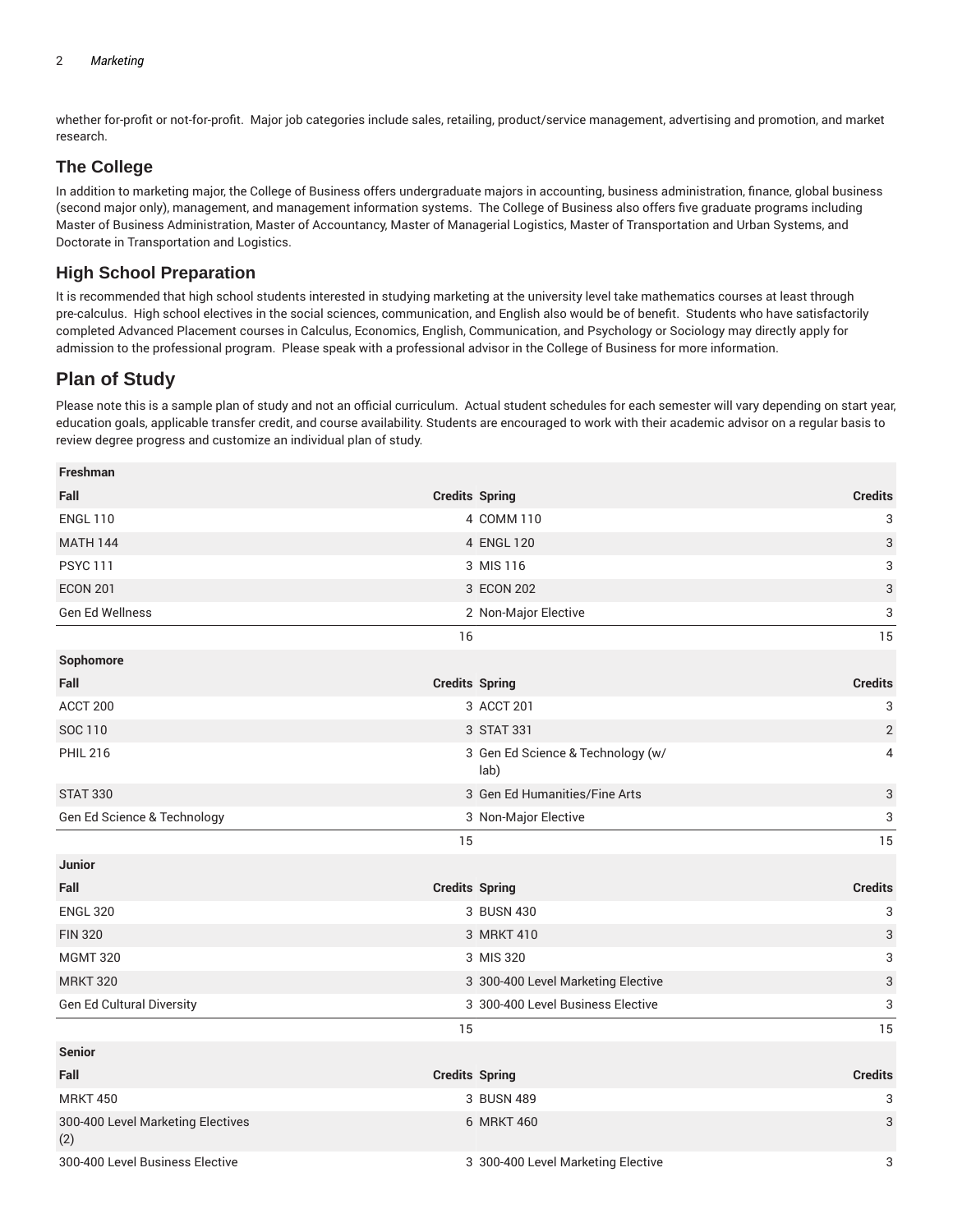whether for-profit or not-for-profit. Major job categories include sales, retailing, product/service management, advertising and promotion, and market research.

## The College

In addition to marketing major, the College of Business offers undergraduate majors in accounting, business administration, finance, global business (second major only), management, and management information systems. The College of Business also offers five graduate programs including Master of Business Administration, Master of Accountancy, Master of Managerial Logistics, Master of Transportation and Urban Systems, and Doctorate in Transportation and Logistics.

## High School Preparation

It is recommended that high school students interested in studying marketing at the university level take mathematics courses at least through pre-calculus. High school electives in the social sciences, communication, and English also would be of benefit. Students who have satisfactorily completed Advanced Placement courses in Calculus, Economics, English, Communication, and Psychology or Sociology may directly apply for admission to the professional program. Please speak with a professional advisor in the College of Business for more information.

## Plan of Study

Please note this is a sample plan of study and not an official curriculum. Actual student schedules for each semester will vary depending on start year, education goals, applicable transfer credit, and course availability. Students are encouraged to work with their academic advisor on a regular basis to review degree progress and customize an individual plan of study.

| **Freshman** | | | |
|---|---|---|---|
| **Fall** | **Credits** | **Spring** | **Credits** |
| ENGL 110 | 4 | COMM 110 | 3 |
| MATH 144 | 4 | ENGL 120 | 3 |
| PSYC 111 | 3 | MIS 116 | 3 |
| ECON 201 | 3 | ECON 202 | 3 |
| Gen Ed Wellness | 2 | Non-Major Elective | 3 |
| | 16 | | 15 |
| **Sophomore** | | | |
| **Fall** | **Credits** | **Spring** | **Credits** |
| ACCT 200 | 3 | ACCT 201 | 3 |
| SOC 110 | 3 | STAT 331 | 2 |
| PHIL 216 | 3 | Gen Ed Science & Technology (w/ lab) | 4 |
| STAT 330 | 3 | Gen Ed Humanities/Fine Arts | 3 |
| Gen Ed Science & Technology | 3 | Non-Major Elective | 3 |
| | 15 | | 15 |
| **Junior** | | | |
| **Fall** | **Credits** | **Spring** | **Credits** |
| ENGL 320 | 3 | BUSN 430 | 3 |
| FIN 320 | 3 | MRKT 410 | 3 |
| MGMT 320 | 3 | MIS 320 | 3 |
| MRKT 320 | 3 | 300-400 Level Marketing Elective | 3 |
| Gen Ed Cultural Diversity | 3 | 300-400 Level Business Elective | 3 |
| | 15 | | 15 |
| **Senior** | | | |
| **Fall** | **Credits** | **Spring** | **Credits** |
| MRKT 450 | 3 | BUSN 489 | 3 |
| 300-400 Level Marketing Electives (2) | 6 | MRKT 460 | 3 |
| 300-400 Level Business Elective | 3 | 300-400 Level Marketing Elective | 3 |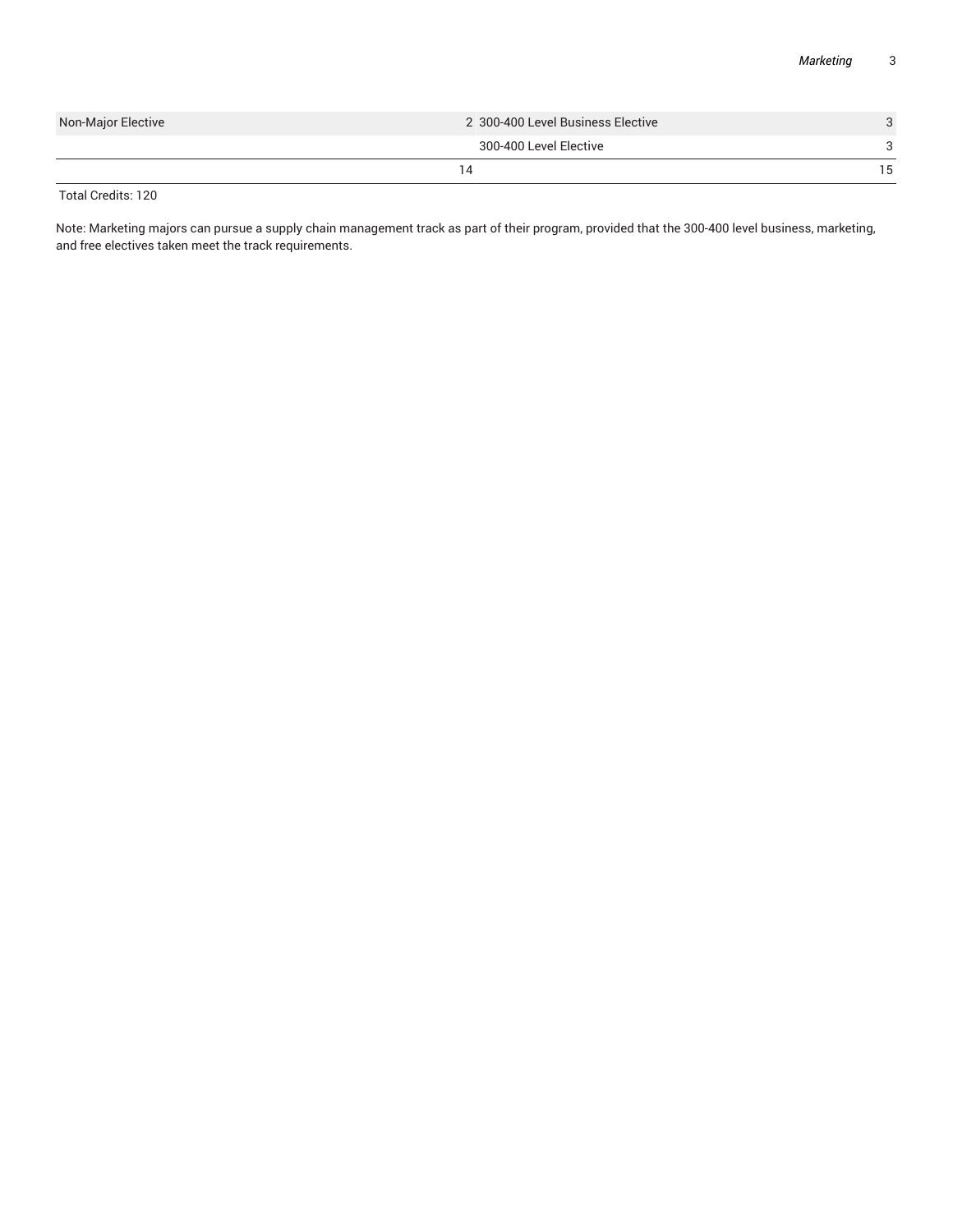| | | | |
|---|---|---|---|
| Non-Major Elective | 2 | 300-400 Level Business Elective | 3 |
| | | 300-400 Level Elective | 3 |
| | 14 | | 15 |

Total Credits: 120

Note: Marketing majors can pursue a supply chain management track as part of their program, provided that the 300-400 level business, marketing, and free electives taken meet the track requirements.